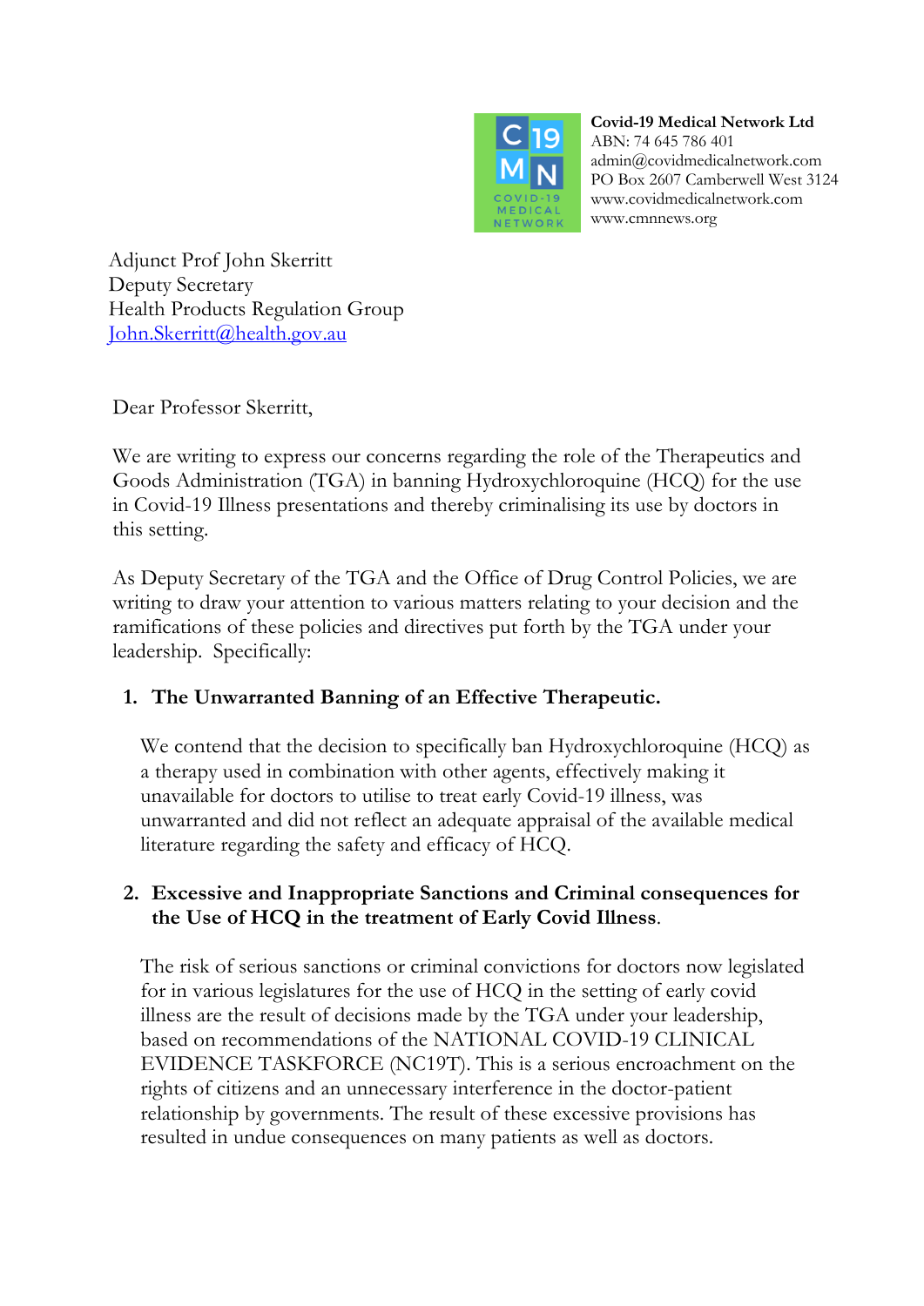**Covid-19 Medical Network Ltd**
ABN: 74 645 786 401
admin@covidmedicalnetwork.com
PO Box 2607 Camberwell West 3124
www.covidmedicalnetwork.com
www.cmnnews.org

Adjunct Prof John Skerritt
Deputy Secretary
Health Products Regulation Group
John.Skerritt@health.gov.au

Dear Professor Skerritt,

We are writing to express our concerns regarding the role of the Therapeutics and Goods Administration (TGA) in banning Hydroxychloroquine (HCQ) for the use in Covid-19 Illness presentations and thereby criminalising its use by doctors in this setting.

As Deputy Secretary of the TGA and the Office of Drug Control Policies, we are writing to draw your attention to various matters relating to your decision and the ramifications of these policies and directives put forth by the TGA under your leadership. Specifically:

1. **The Unwarranted Banning of an Effective Therapeutic.**

   We contend that the decision to specifically ban Hydroxychloroquine (HCQ) as a therapy used in combination with other agents, effectively making it unavailable for doctors to utilise to treat early Covid-19 illness, was unwarranted and did not reflect an adequate appraisal of the available medical literature regarding the safety and efficacy of HCQ.

2. **Excessive and Inappropriate Sanctions and Criminal consequences for the Use of HCQ in the treatment of Early Covid Illness**.

   The risk of serious sanctions or criminal convictions for doctors now legislated for in various legislatures for the use of HCQ in the setting of early covid illness are the result of decisions made by the TGA under your leadership, based on recommendations of the NATIONAL COVID-19 CLINICAL EVIDENCE TASKFORCE (NC19T). This is a serious encroachment on the rights of citizens and an unnecessary interference in the doctor-patient relationship by governments. The result of these excessive provisions has resulted in undue consequences on many patients as well as doctors.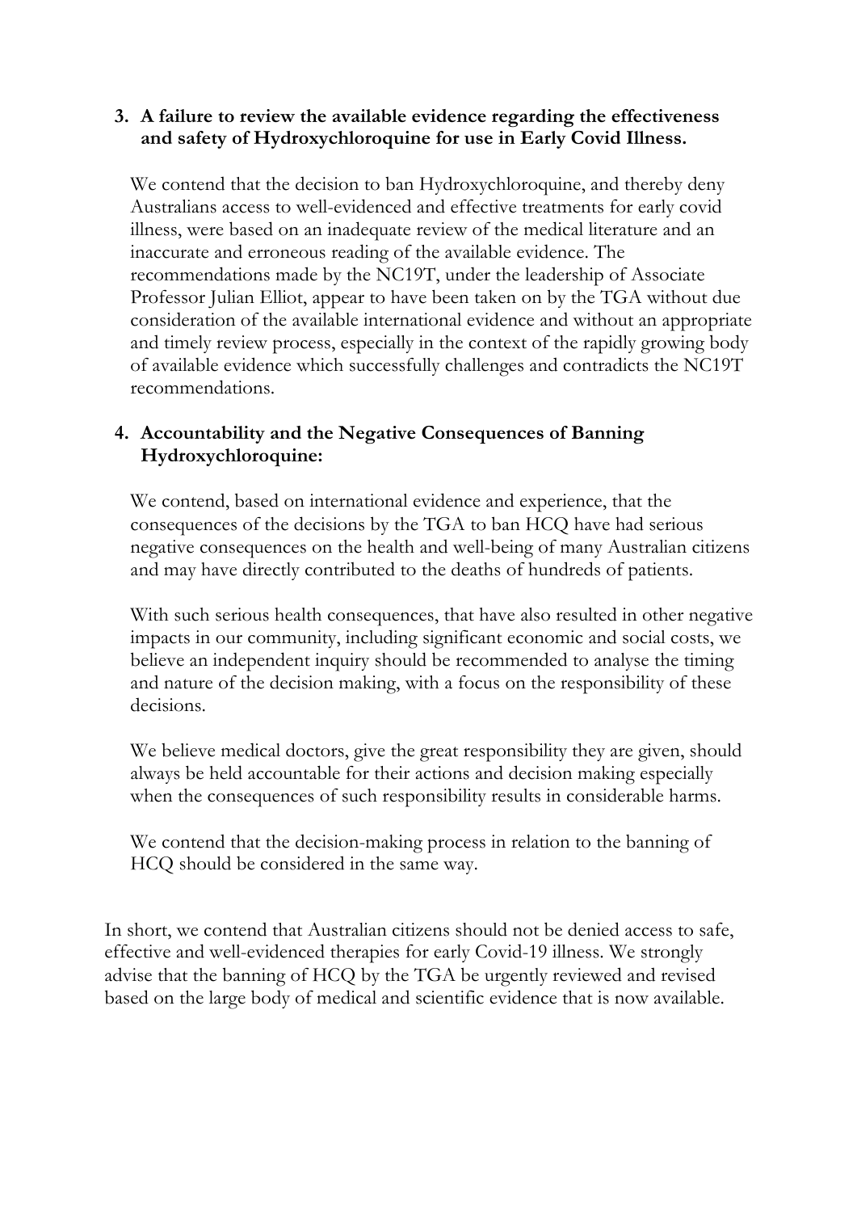3. **A failure to review the available evidence regarding the effectiveness and safety of Hydroxychloroquine for use in Early Covid Illness.**

   We contend that the decision to ban Hydroxychloroquine, and thereby deny Australians access to well-evidenced and effective treatments for early covid illness, were based on an inadequate review of the medical literature and an inaccurate and erroneous reading of the available evidence. The recommendations made by the NC19T, under the leadership of Associate Professor Julian Elliot, appear to have been taken on by the TGA without due consideration of the available international evidence and without an appropriate and timely review process, especially in the context of the rapidly growing body of available evidence which successfully challenges and contradicts the NC19T recommendations.

4. **Accountability and the Negative Consequences of Banning Hydroxychloroquine:**

   We contend, based on international evidence and experience, that the consequences of the decisions by the TGA to ban HCQ have had serious negative consequences on the health and well-being of many Australian citizens and may have directly contributed to the deaths of hundreds of patients.

   With such serious health consequences, that have also resulted in other negative impacts in our community, including significant economic and social costs, we believe an independent inquiry should be recommended to analyse the timing and nature of the decision making, with a focus on the responsibility of these decisions.

   We believe medical doctors, give the great responsibility they are given, should always be held accountable for their actions and decision making especially when the consequences of such responsibility results in considerable harms.

   We contend that the decision-making process in relation to the banning of HCQ should be considered in the same way.

In short, we contend that Australian citizens should not be denied access to safe, effective and well-evidenced therapies for early Covid-19 illness. We strongly advise that the banning of HCQ by the TGA be urgently reviewed and revised based on the large body of medical and scientific evidence that is now available.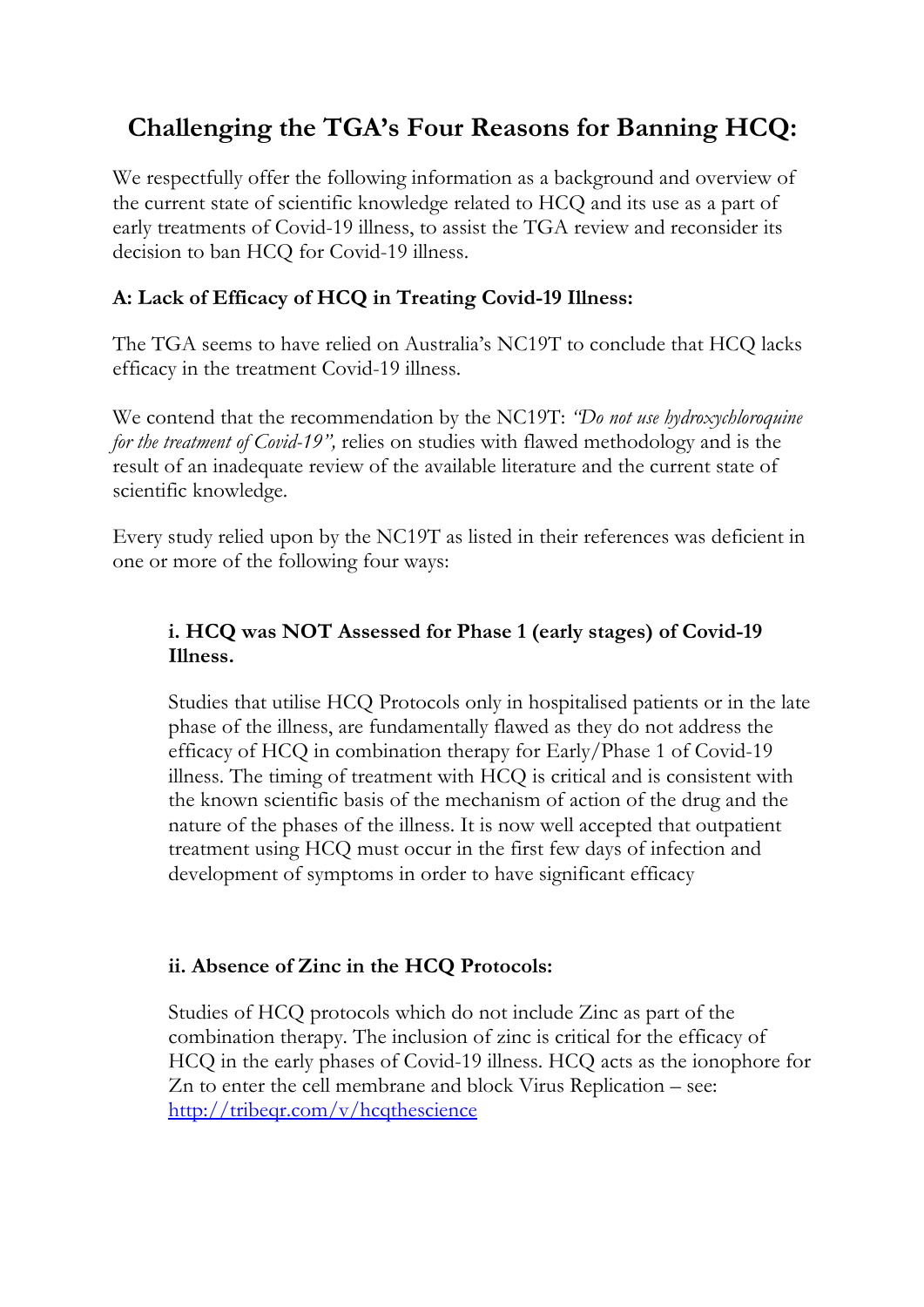# Challenging the TGA's Four Reasons for Banning HCQ:

We respectfully offer the following information as a background and overview of the current state of scientific knowledge related to HCQ and its use as a part of early treatments of Covid-19 illness, to assist the TGA review and reconsider its decision to ban HCQ for Covid-19 illness.

**A: Lack of Efficacy of HCQ in Treating Covid-19 Illness:**

The TGA seems to have relied on Australia's NC19T to conclude that HCQ lacks efficacy in the treatment Covid-19 illness.

We contend that the recommendation by the NC19T: *"Do not use hydroxychloroquine for the treatment of Covid-19",* relies on studies with flawed methodology and is the result of an inadequate review of the available literature and the current state of scientific knowledge.

Every study relied upon by the NC19T as listed in their references was deficient in one or more of the following four ways:

> **i. HCQ was NOT Assessed for Phase 1 (early stages) of Covid-19 Illness.**
>
> Studies that utilise HCQ Protocols only in hospitalised patients or in the late phase of the illness, are fundamentally flawed as they do not address the efficacy of HCQ in combination therapy for Early/Phase 1 of Covid-19 illness. The timing of treatment with HCQ is critical and is consistent with the known scientific basis of the mechanism of action of the drug and the nature of the phases of the illness. It is now well accepted that outpatient treatment using HCQ must occur in the first few days of infection and development of symptoms in order to have significant efficacy
>
> **ii. Absence of Zinc in the HCQ Protocols:**
>
> Studies of HCQ protocols which do not include Zinc as part of the combination therapy. The inclusion of zinc is critical for the efficacy of HCQ in the early phases of Covid-19 illness. HCQ acts as the ionophore for Zn to enter the cell membrane and block Virus Replication – see: [http://tribeqr.com/v/hcqthescience](http://tribeqr.com/v/hcqthescience)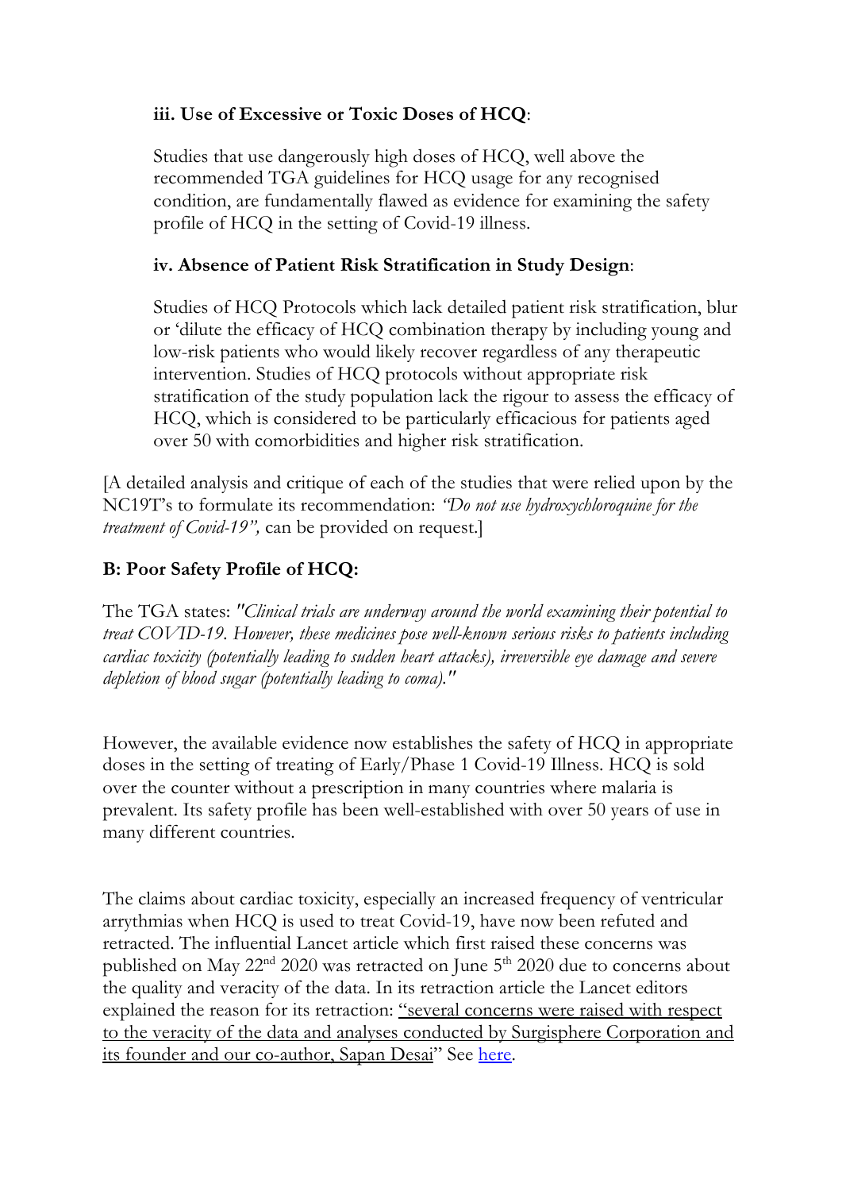**iii. Use of Excessive or Toxic Doses of HCQ**:

Studies that use dangerously high doses of HCQ, well above the recommended TGA guidelines for HCQ usage for any recognised condition, are fundamentally flawed as evidence for examining the safety profile of HCQ in the setting of Covid-19 illness.

**iv. Absence of Patient Risk Stratification in Study Design**:

Studies of HCQ Protocols which lack detailed patient risk stratification, blur or 'dilute the efficacy of HCQ combination therapy by including young and low-risk patients who would likely recover regardless of any therapeutic intervention. Studies of HCQ protocols without appropriate risk stratification of the study population lack the rigour to assess the efficacy of HCQ, which is considered to be particularly efficacious for patients aged over 50 with comorbidities and higher risk stratification.

[A detailed analysis and critique of each of the studies that were relied upon by the NC19T's to formulate its recommendation: *"Do not use hydroxychloroquine for the treatment of Covid-19",* can be provided on request.]

## B: Poor Safety Profile of HCQ:

The TGA states: *"Clinical trials are underway around the world examining their potential to treat COVID-19. However, these medicines pose well-known serious risks to patients including cardiac toxicity (potentially leading to sudden heart attacks), irreversible eye damage and severe depletion of blood sugar (potentially leading to coma)."*

However, the available evidence now establishes the safety of HCQ in appropriate doses in the setting of treating of Early/Phase 1 Covid-19 Illness. HCQ is sold over the counter without a prescription in many countries where malaria is prevalent. Its safety profile has been well-established with over 50 years of use in many different countries.

The claims about cardiac toxicity, especially an increased frequency of ventricular arrythmias when HCQ is used to treat Covid-19, have now been refuted and retracted. The influential Lancet article which first raised these concerns was published on May 22nd 2020 was retracted on June 5th 2020 due to concerns about the quality and veracity of the data. In its retraction article the Lancet editors explained the reason for its retraction: "several concerns were raised with respect to the veracity of the data and analyses conducted by Surgisphere Corporation and its founder and our co-author, Sapan Desai" See here.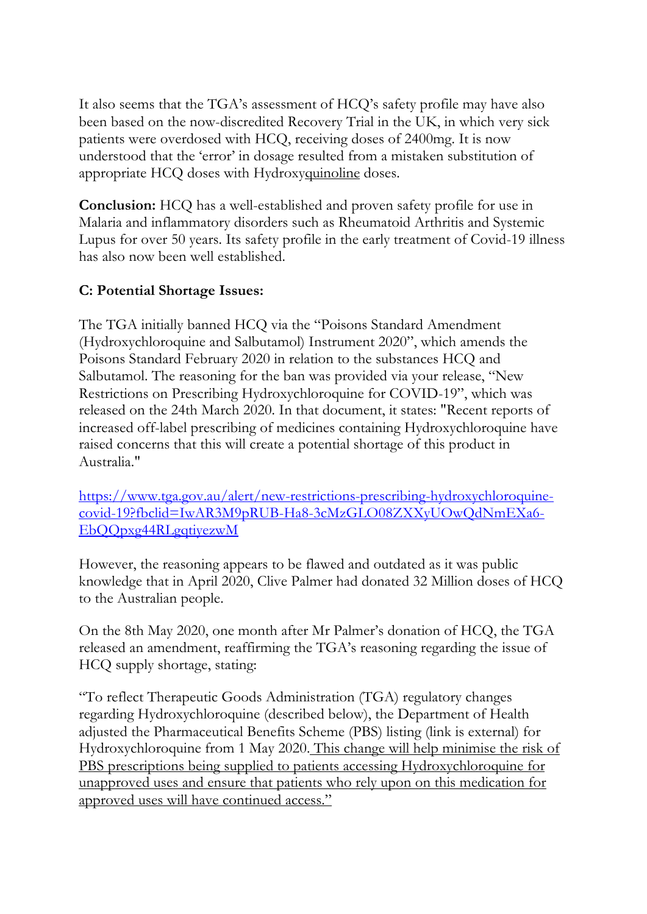It also seems that the TGA's assessment of HCQ's safety profile may have also been based on the now-discredited Recovery Trial in the UK, in which very sick patients were overdosed with HCQ, receiving doses of 2400mg. It is now understood that the 'error' in dosage resulted from a mistaken substitution of appropriate HCQ doses with Hydroxyquinoline doses.

**Conclusion:** HCQ has a well-established and proven safety profile for use in Malaria and inflammatory disorders such as Rheumatoid Arthritis and Systemic Lupus for over 50 years. Its safety profile in the early treatment of Covid-19 illness has also now been well established.

**C: Potential Shortage Issues:**

The TGA initially banned HCQ via the "Poisons Standard Amendment (Hydroxychloroquine and Salbutamol) Instrument 2020", which amends the Poisons Standard February 2020 in relation to the substances HCQ and Salbutamol. The reasoning for the ban was provided via your release, "New Restrictions on Prescribing Hydroxychloroquine for COVID-19", which was released on the 24th March 2020. In that document, it states: "Recent reports of increased off-label prescribing of medicines containing Hydroxychloroquine have raised concerns that this will create a potential shortage of this product in Australia."

https://www.tga.gov.au/alert/new-restrictions-prescribing-hydroxychloroquine-covid-19?fbclid=IwAR3M9pRUB-Ha8-3cMzGLO08ZXXyUOwQdNmEXa6-EbQQpxg44RLgqtiyezwM

However, the reasoning appears to be flawed and outdated as it was public knowledge that in April 2020, Clive Palmer had donated 32 Million doses of HCQ to the Australian people.

On the 8th May 2020, one month after Mr Palmer's donation of HCQ, the TGA released an amendment, reaffirming the TGA's reasoning regarding the issue of HCQ supply shortage, stating:

"To reflect Therapeutic Goods Administration (TGA) regulatory changes regarding Hydroxychloroquine (described below), the Department of Health adjusted the Pharmaceutical Benefits Scheme (PBS) listing (link is external) for Hydroxychloroquine from 1 May 2020. This change will help minimise the risk of PBS prescriptions being supplied to patients accessing Hydroxychloroquine for unapproved uses and ensure that patients who rely upon on this medication for approved uses will have continued access."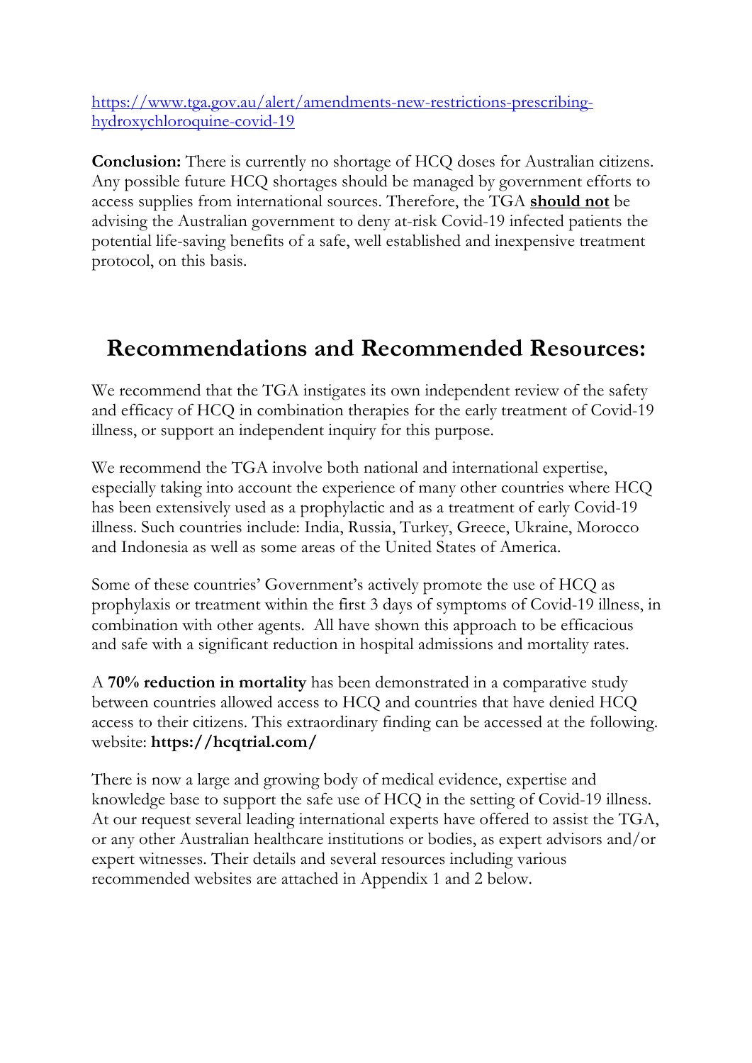https://www.tga.gov.au/alert/amendments-new-restrictions-prescribing-hydroxychloroquine-covid-19

**Conclusion:** There is currently no shortage of HCQ doses for Australian citizens. Any possible future HCQ shortages should be managed by government efforts to access supplies from international sources. Therefore, the TGA **should not** be advising the Australian government to deny at-risk Covid-19 infected patients the potential life-saving benefits of a safe, well established and inexpensive treatment protocol, on this basis.

## Recommendations and Recommended Resources:

We recommend that the TGA instigates its own independent review of the safety and efficacy of HCQ in combination therapies for the early treatment of Covid-19 illness, or support an independent inquiry for this purpose.

We recommend the TGA involve both national and international expertise, especially taking into account the experience of many other countries where HCQ has been extensively used as a prophylactic and as a treatment of early Covid-19 illness. Such countries include: India, Russia, Turkey, Greece, Ukraine, Morocco and Indonesia as well as some areas of the United States of America.

Some of these countries' Government's actively promote the use of HCQ as prophylaxis or treatment within the first 3 days of symptoms of Covid-19 illness, in combination with other agents. All have shown this approach to be efficacious and safe with a significant reduction in hospital admissions and mortality rates.

A **70% reduction in mortality** has been demonstrated in a comparative study between countries allowed access to HCQ and countries that have denied HCQ access to their citizens. This extraordinary finding can be accessed at the following. website: **https://hcqtrial.com/**

There is now a large and growing body of medical evidence, expertise and knowledge base to support the safe use of HCQ in the setting of Covid-19 illness. At our request several leading international experts have offered to assist the TGA, or any other Australian healthcare institutions or bodies, as expert advisors and/or expert witnesses. Their details and several resources including various recommended websites are attached in Appendix 1 and 2 below.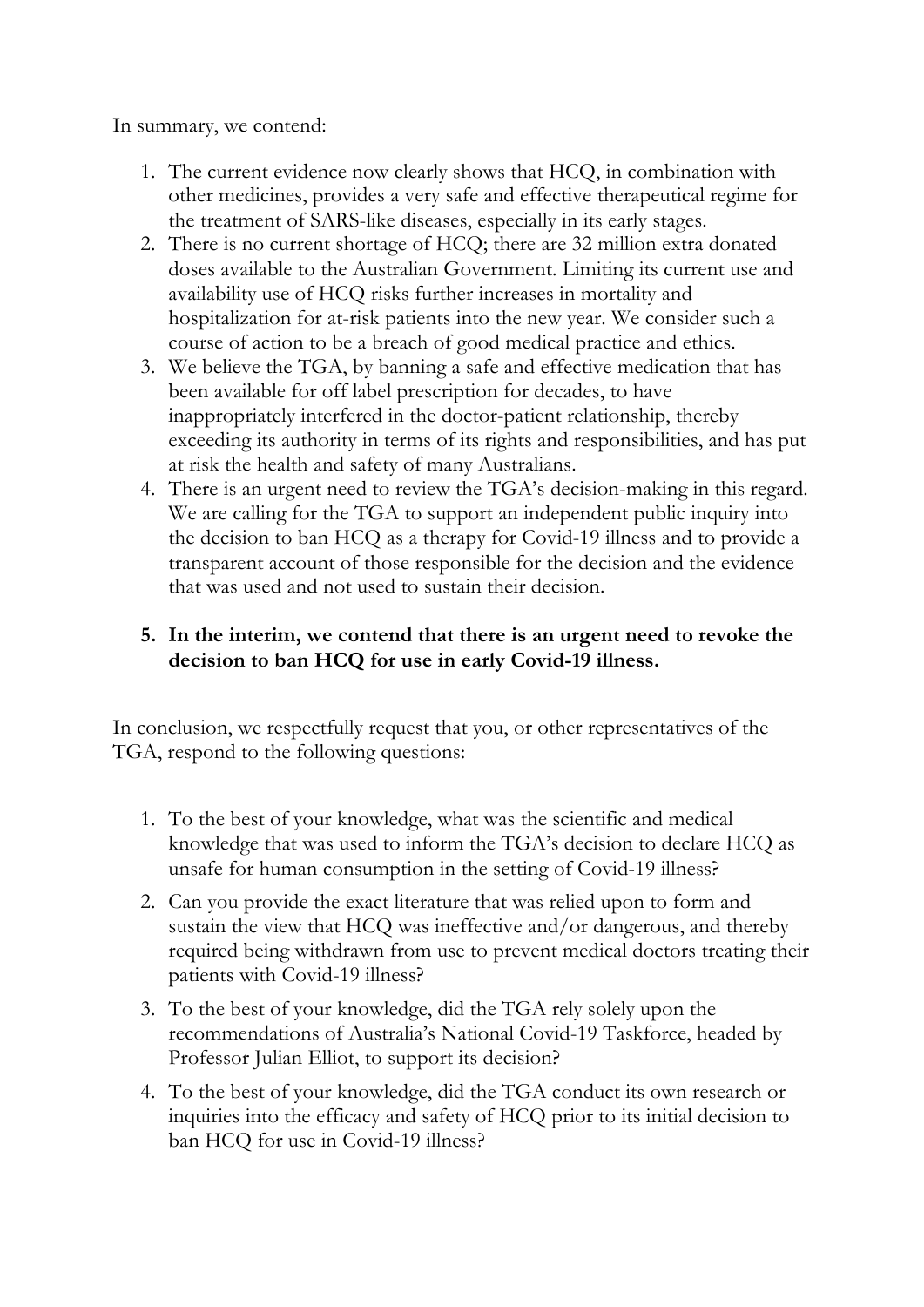In summary, we contend:

1. The current evidence now clearly shows that HCQ, in combination with other medicines, provides a very safe and effective therapeutical regime for the treatment of SARS-like diseases, especially in its early stages.
2. There is no current shortage of HCQ; there are 32 million extra donated doses available to the Australian Government. Limiting its current use and availability use of HCQ risks further increases in mortality and hospitalization for at-risk patients into the new year. We consider such a course of action to be a breach of good medical practice and ethics.
3. We believe the TGA, by banning a safe and effective medication that has been available for off label prescription for decades, to have inappropriately interfered in the doctor-patient relationship, thereby exceeding its authority in terms of its rights and responsibilities, and has put at risk the health and safety of many Australians.
4. There is an urgent need to review the TGA's decision-making in this regard. We are calling for the TGA to support an independent public inquiry into the decision to ban HCQ as a therapy for Covid-19 illness and to provide a transparent account of those responsible for the decision and the evidence that was used and not used to sustain their decision.
5. **In the interim, we contend that there is an urgent need to revoke the decision to ban HCQ for use in early Covid-19 illness.**

In conclusion, we respectfully request that you, or other representatives of the TGA, respond to the following questions:

1. To the best of your knowledge, what was the scientific and medical knowledge that was used to inform the TGA's decision to declare HCQ as unsafe for human consumption in the setting of Covid-19 illness?
2. Can you provide the exact literature that was relied upon to form and sustain the view that HCQ was ineffective and/or dangerous, and thereby required being withdrawn from use to prevent medical doctors treating their patients with Covid-19 illness?
3. To the best of your knowledge, did the TGA rely solely upon the recommendations of Australia's National Covid-19 Taskforce, headed by Professor Julian Elliot, to support its decision?
4. To the best of your knowledge, did the TGA conduct its own research or inquiries into the efficacy and safety of HCQ prior to its initial decision to ban HCQ for use in Covid-19 illness?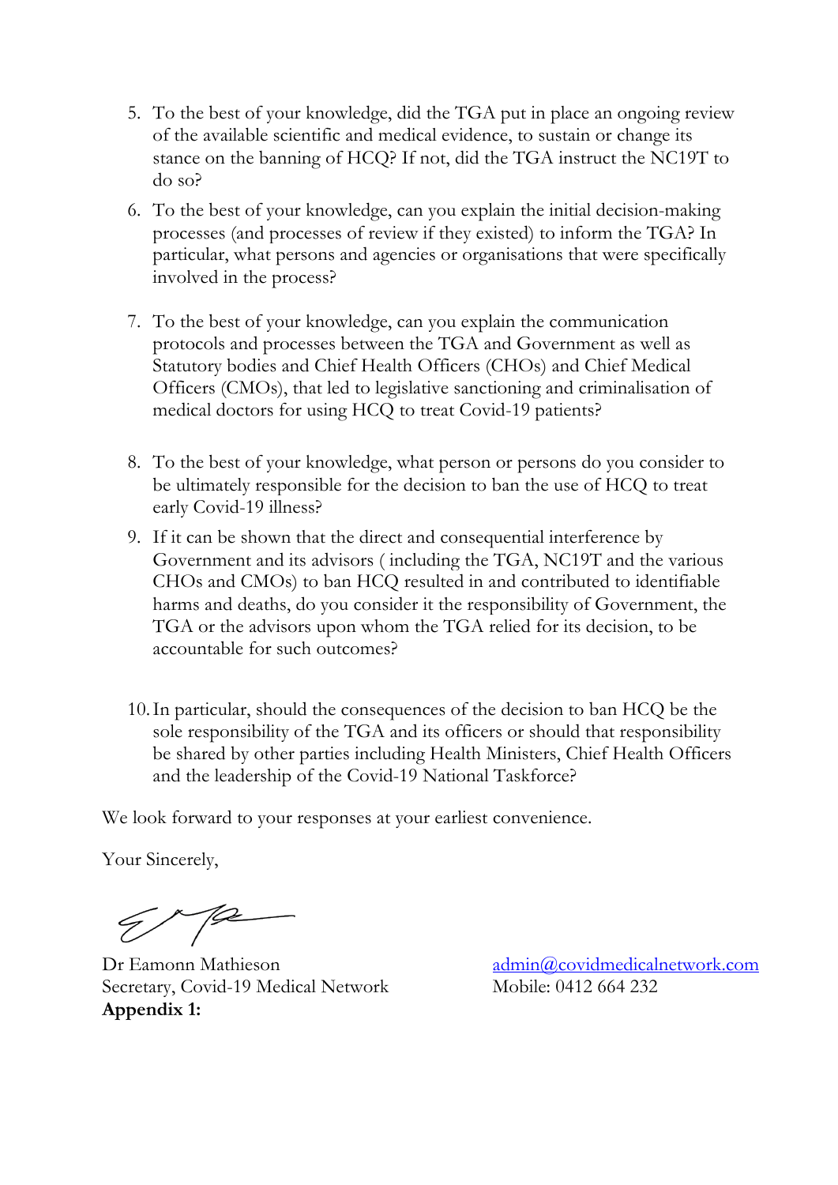5. To the best of your knowledge, did the TGA put in place an ongoing review of the available scientific and medical evidence, to sustain or change its stance on the banning of HCQ? If not, did the TGA instruct the NC19T to do so?

6. To the best of your knowledge, can you explain the initial decision-making processes (and processes of review if they existed) to inform the TGA? In particular, what persons and agencies or organisations that were specifically involved in the process?

7. To the best of your knowledge, can you explain the communication protocols and processes between the TGA and Government as well as Statutory bodies and Chief Health Officers (CHOs) and Chief Medical Officers (CMOs), that led to legislative sanctioning and criminalisation of medical doctors for using HCQ to treat Covid-19 patients?

8. To the best of your knowledge, what person or persons do you consider to be ultimately responsible for the decision to ban the use of HCQ to treat early Covid-19 illness?

9. If it can be shown that the direct and consequential interference by Government and its advisors ( including the TGA, NC19T and the various CHOs and CMOs) to ban HCQ resulted in and contributed to identifiable harms and deaths, do you consider it the responsibility of Government, the TGA or the advisors upon whom the TGA relied for its decision, to be accountable for such outcomes?

10. In particular, should the consequences of the decision to ban HCQ be the sole responsibility of the TGA and its officers or should that responsibility be shared by other parties including Health Ministers, Chief Health Officers and the leadership of the Covid-19 National Taskforce?

We look forward to your responses at your earliest convenience.

Your Sincerely,

Dr Eamonn Mathieson
Secretary, Covid-19 Medical Network

admin@covidmedicalnetwork.com
Mobile: 0412 664 232

**Appendix 1:**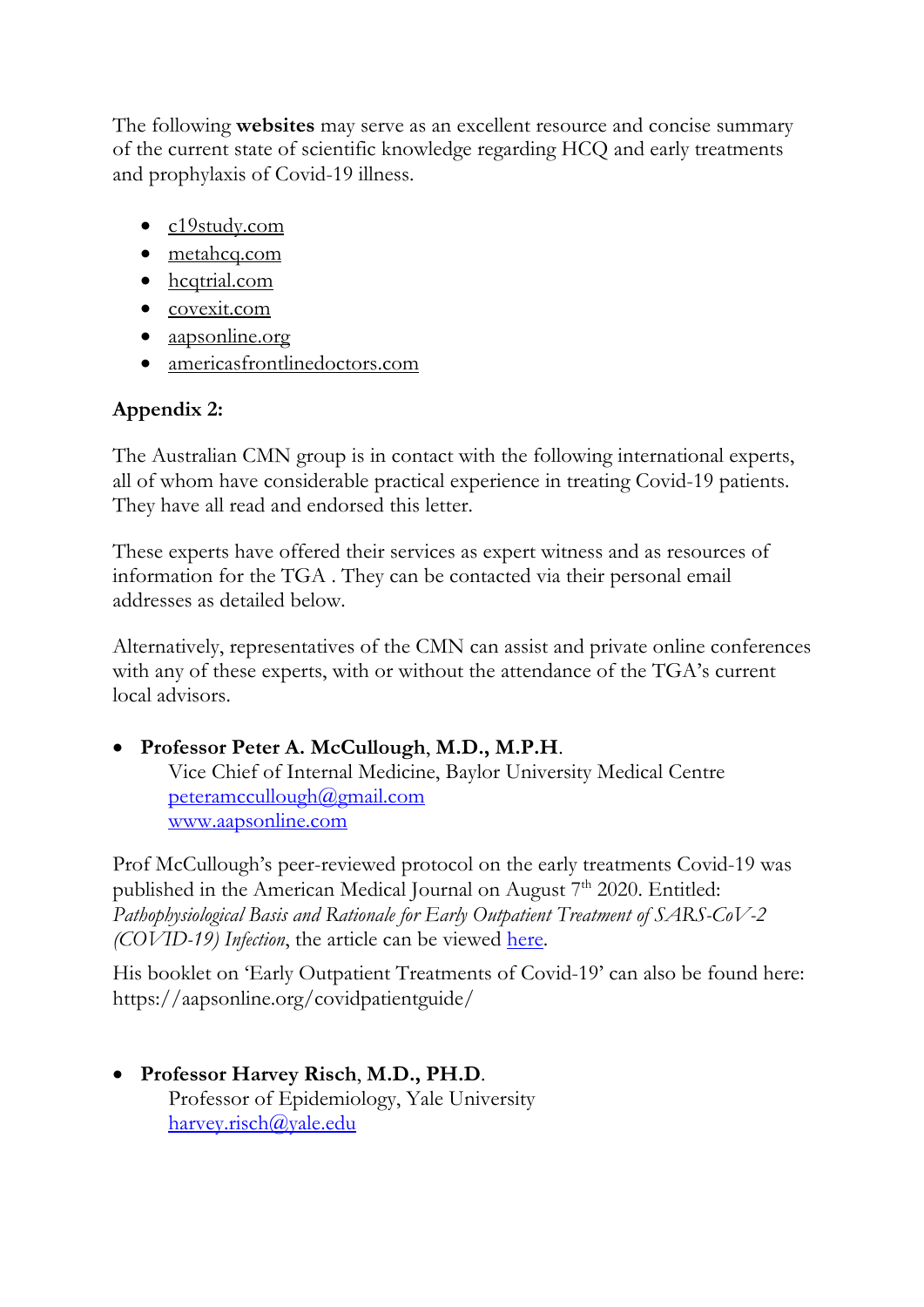The following **websites** may serve as an excellent resource and concise summary of the current state of scientific knowledge regarding HCQ and early treatments and prophylaxis of Covid-19 illness.

- c19study.com
- metahcq.com
- hcqtrial.com
- covexit.com
- aapsonline.org
- americasfrontlinedoctors.com

**Appendix 2:**

The Australian CMN group is in contact with the following international experts, all of whom have considerable practical experience in treating Covid-19 patients. They have all read and endorsed this letter.

These experts have offered their services as expert witness and as resources of information for the TGA . They can be contacted via their personal email addresses as detailed below.

Alternatively, representatives of the CMN can assist and private online conferences with any of these experts, with or without the attendance of the TGA's current local advisors.

- **Professor Peter A. McCullough**, **M.D., M.P.H**.
  Vice Chief of Internal Medicine, Baylor University Medical Centre
  peteramccullough@gmail.com
  www.aapsonline.com

Prof McCullough's peer-reviewed protocol on the early treatments Covid-19 was published in the American Medical Journal on August 7th 2020. Entitled: *Pathophysiological Basis and Rationale for Early Outpatient Treatment of SARS-CoV-2 (COVID-19) Infection*, the article can be viewed here.

His booklet on 'Early Outpatient Treatments of Covid-19' can also be found here: https://aapsonline.org/covidpatientguide/

- **Professor Harvey Risch**, **M.D., PH.D**.
  Professor of Epidemiology, Yale University
  harvey.risch@yale.edu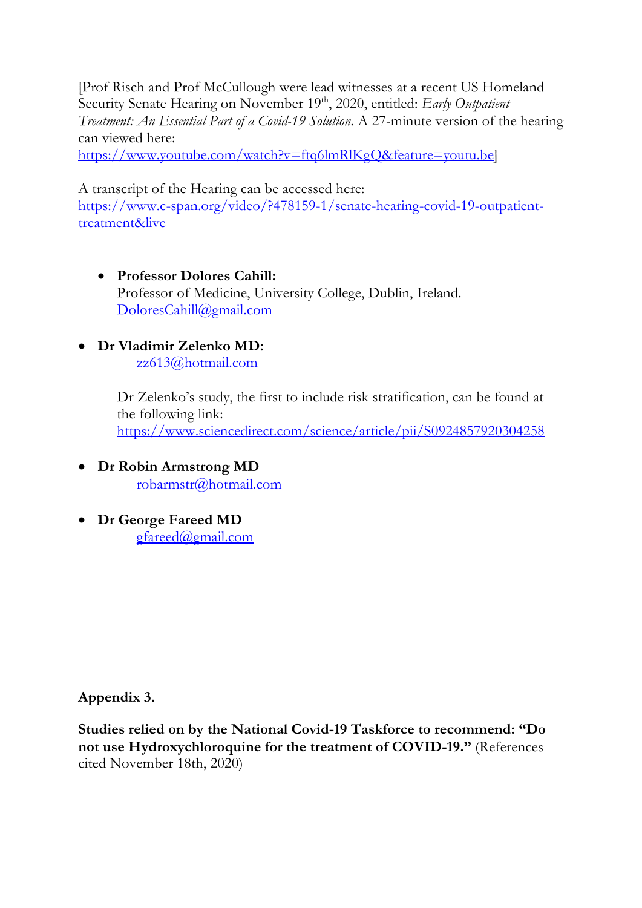[Prof Risch and Prof McCullough were lead witnesses at a recent US Homeland Security Senate Hearing on November 19th, 2020, entitled: *Early Outpatient Treatment: An Essential Part of a Covid-19 Solution.* A 27-minute version of the hearing can viewed here:
https://www.youtube.com/watch?v=ftq6lmRlKgQ&feature=youtu.be]

A transcript of the Hearing can be accessed here:
https://www.c-span.org/video/?478159-1/senate-hearing-covid-19-outpatient-treatment&live

- **Professor Dolores Cahill:**
  Professor of Medicine, University College, Dublin, Ireland.
  DoloresCahill@gmail.com

- **Dr Vladimir Zelenko MD:**
  zz613@hotmail.com

  Dr Zelenko's study, the first to include risk stratification, can be found at the following link:
  https://www.sciencedirect.com/science/article/pii/S0924857920304258

- **Dr Robin Armstrong MD**
  robarmstr@hotmail.com

- **Dr George Fareed MD**
  gfareed@gmail.com

**Appendix 3.**

**Studies relied on by the National Covid-19 Taskforce to recommend: "Do not use Hydroxychloroquine for the treatment of COVID-19."** (References cited November 18th, 2020)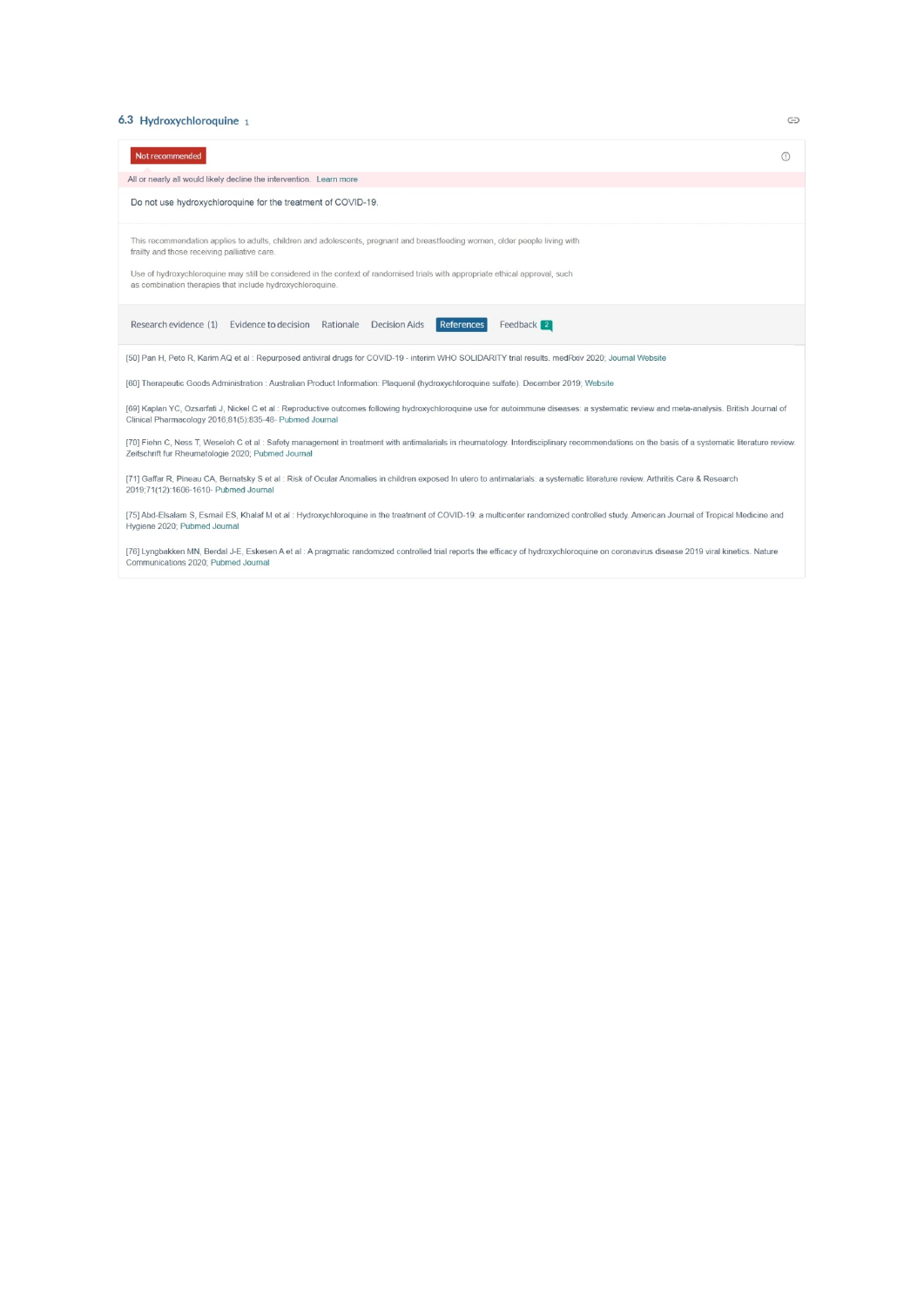## 6.3 Hydroxychloroquine 1

Not recommended

All or nearly all would likely decline the intervention. Learn more

Do not use hydroxychloroquine for the treatment of COVID-19.

This recommendation applies to adults, children and adolescents, pregnant and breastfeeding women, older people living with frailty and those receiving palliative care.

Use of hydroxychloroquine may still be considered in the context of randomised trials with appropriate ethical approval, such as combination therapies that include hydroxychloroquine.

Research evidence (1) Evidence to decision Rationale Decision Aids References Feedback 2

[50] Pan H, Peto R, Karim AQ et al : Repurposed antiviral drugs for COVID-19 - interim WHO SOLIDARITY trial results. medRxiv 2020; Journal Website

[60] Therapeutic Goods Administration : Australian Product Information: Plaquenil (hydroxychloroquine sulfate). December 2019; Website

[69] Kaplan YC, Ozsarfati J, Nickel C et al : Reproductive outcomes following hydroxychloroquine use for autoimmune diseases: a systematic review and meta-analysis. British Journal of Clinical Pharmacology 2016;81(5):835-48- Pubmed Journal

[70] Fiehn C, Ness T, Weseloh C et al : Safety management in treatment with antimalarials in rheumatology. Interdisciplinary recommendations on the basis of a systematic literature review. Zeitschrift fur Rheumatologie 2020; Pubmed Journal

[71] Gaffar R, Pineau CA, Bernatsky S et al : Risk of Ocular Anomalies in children exposed In utero to antimalarials: a systematic literature review. Arthritis Care & Research 2019;71(12):1606-1610- Pubmed Journal

[75] Abd-Elsalam S, Esmail ES, Khalaf M et al : Hydroxychloroquine in the treatment of COVID-19: a multicenter randomized controlled study. American Journal of Tropical Medicine and Hygiene 2020; Pubmed Journal

[76] Lyngbakken MN, Berdal J-E, Eskesen A et al : A pragmatic randomized controlled trial reports the efficacy of hydroxychloroquine on coronavirus disease 2019 viral kinetics. Nature Communications 2020; Pubmed Journal